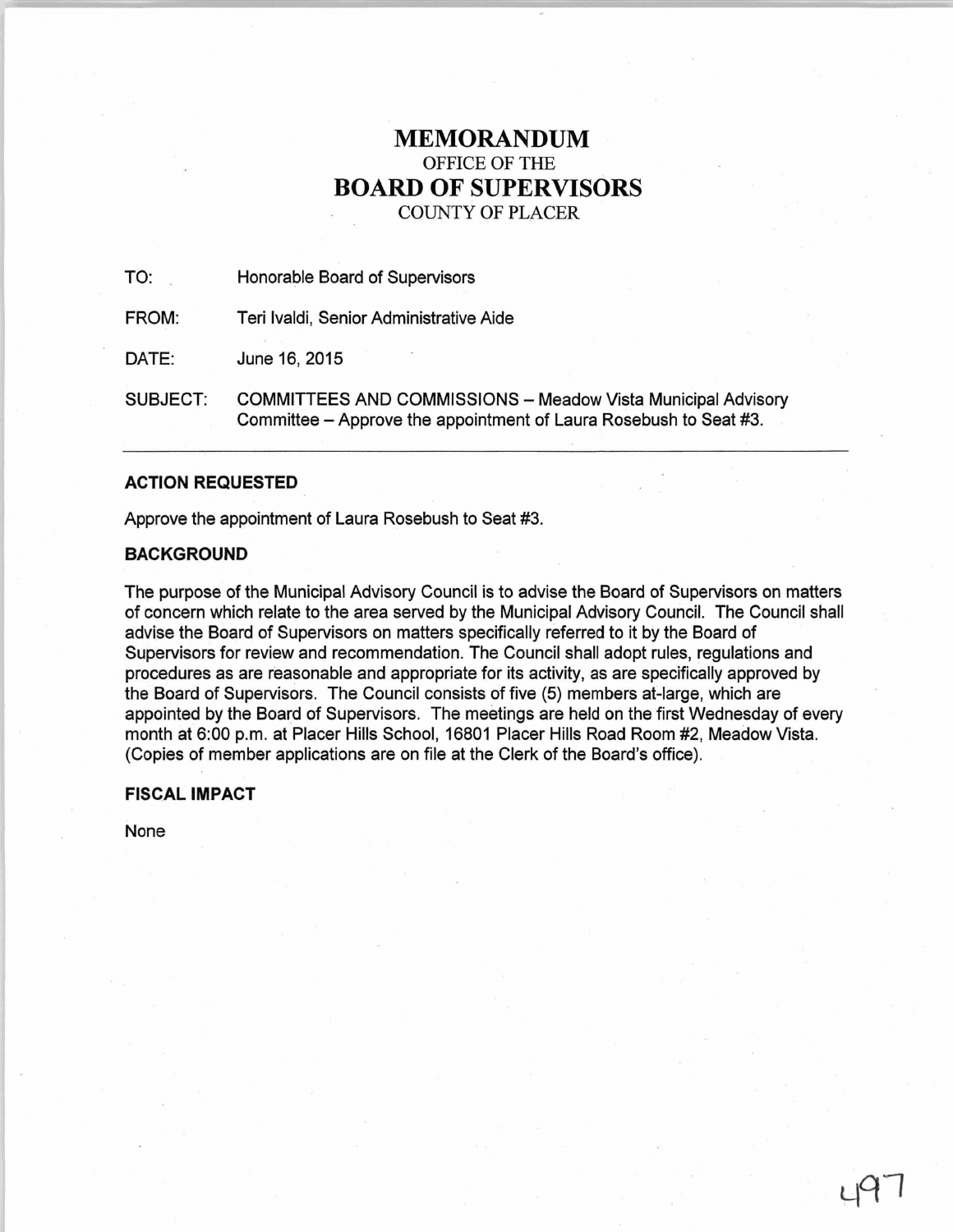# MEMORANDUM

OFFICE OF THE

# BOARD OF SUPERVISORS

COUNTY OF PLACER

TO: Honorable Board of Supervisors

FROM: Teri Ivaldi, Senior Administrative Aide

DATE: June 16, 2015

SUBJECT: COMMITTEES AND COMMISSIONS – Meadow Vista Municipal Advisory Committee – Approve the appointment of Laura Rosebush to Seat #3.

---

### ACTION REQUESTED

Approve the appointment of Laura Rosebush to Seat #3.

### BACKGROUND

The purpose of the Municipal Advisory Council is to advise the Board of Supervisors on matters of concern which relate to the area served by the Municipal Advisory Council. The Council shall advise the Board of Supervisors on matters specifically referred to it by the Board of Supervisors for review and recommendation. The Council shall adopt rules, regulations and procedures as are reasonable and appropriate for its activity, as are specifically approved by the Board of Supervisors. The Council consists of five (5) members at-large, which are appointed by the Board of Supervisors. The meetings are held on the first Wednesday of every month at 6:00 p.m. at Placer Hills School, 16801 Placer Hills Road Room #2, Meadow Vista. (Copies of member applications are on file at the Clerk of the Board's office).

### FISCAL IMPACT

None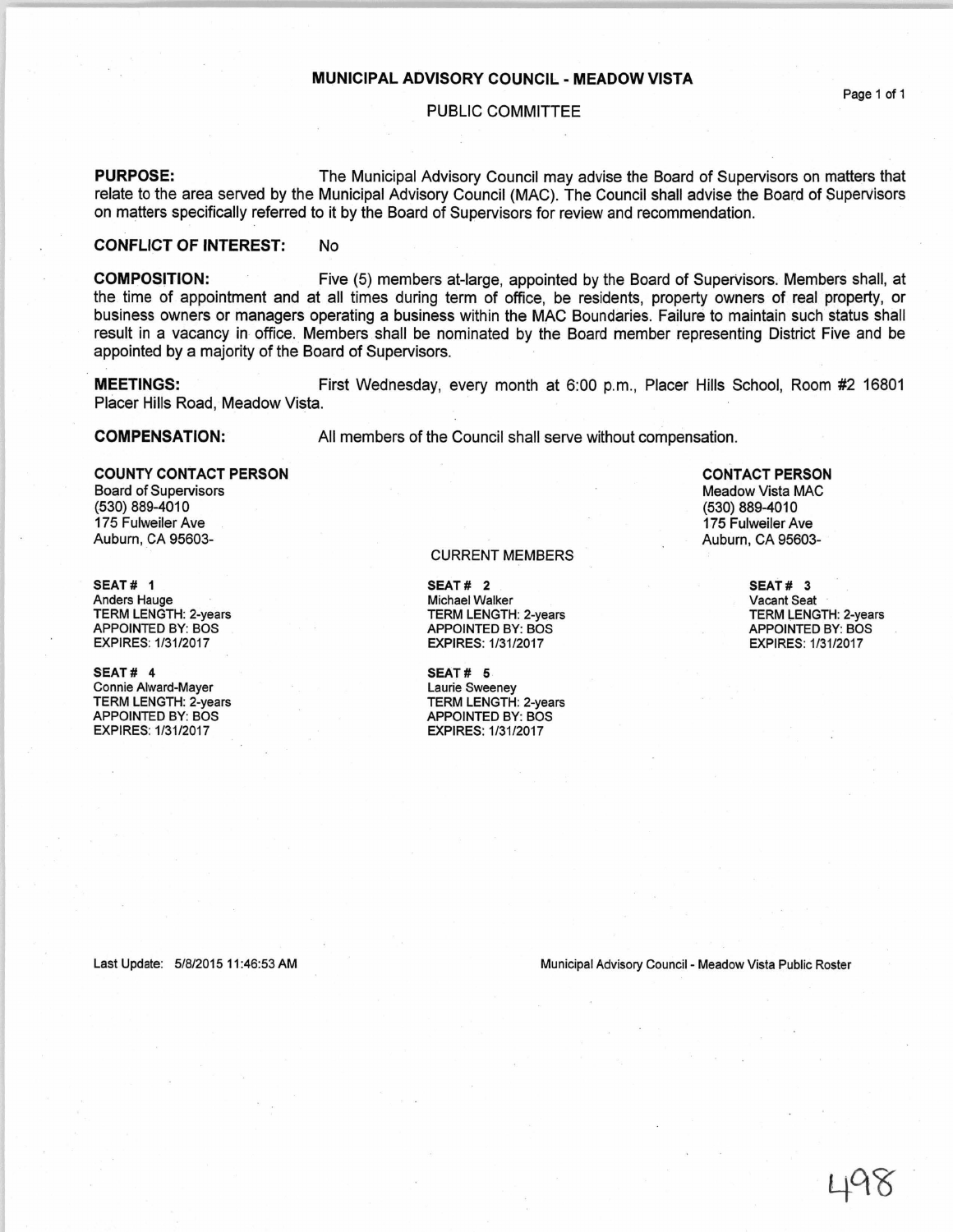# MUNICIPAL ADVISORY COUNCIL - MEADOW VISTA

## PUBLIC COMMITTEE

**PURPOSE:** The Municipal Advisory Council may advise the Board of Supervisors on matters that relate to the area served by the Municipal Advisory Council (MAC). The Council shall advise the Board of Supervisors on matters specifically referred to it by the Board of Supervisors for review and recommendation.

**CONFLICT OF INTEREST:** No

**COMPOSITION:** Five (5) members at-large, appointed by the Board of Supervisors. Members shall, at the time of appointment and at all times during term of office, be residents, property owners of real property, or business owners or managers operating a business within the MAC Boundaries. Failure to maintain such status shall result in a vacancy in office. Members shall be nominated by the Board member representing District Five and be appointed by a majority of the Board of Supervisors.

**MEETINGS:** First Wednesday, every month at 6:00 p.m., Placer Hills School, Room #2 16801 Placer Hills Road, Meadow Vista.

**COMPENSATION:** All members of the Council shall serve without compensation.

**COUNTY CONTACT PERSON**
Board of Supervisors
(530) 889-4010
175 Fulweiler Ave
Auburn, CA 95603-

**CONTACT PERSON**
Meadow Vista MAC
(530) 889-4010
175 Fulweiler Ave
Auburn, CA 95603-

CURRENT MEMBERS

**SEAT # 1**
Anders Hauge
TERM LENGTH: 2-years
APPOINTED BY: BOS
EXPIRES: 1/31/2017

**SEAT # 2**
Michael Walker
TERM LENGTH: 2-years
APPOINTED BY: BOS
EXPIRES: 1/31/2017

**SEAT # 3**
Vacant Seat
TERM LENGTH: 2-years
APPOINTED BY: BOS
EXPIRES: 1/31/2017

**SEAT # 4**
Connie Alward-Mayer
TERM LENGTH: 2-years
APPOINTED BY: BOS
EXPIRES: 1/31/2017

**SEAT # 5**
Laurie Sweeney
TERM LENGTH: 2-years
APPOINTED BY: BOS
EXPIRES: 1/31/2017

Last Update: 5/8/2015 11:46:53 AM

Municipal Advisory Council - Meadow Vista Public Roster